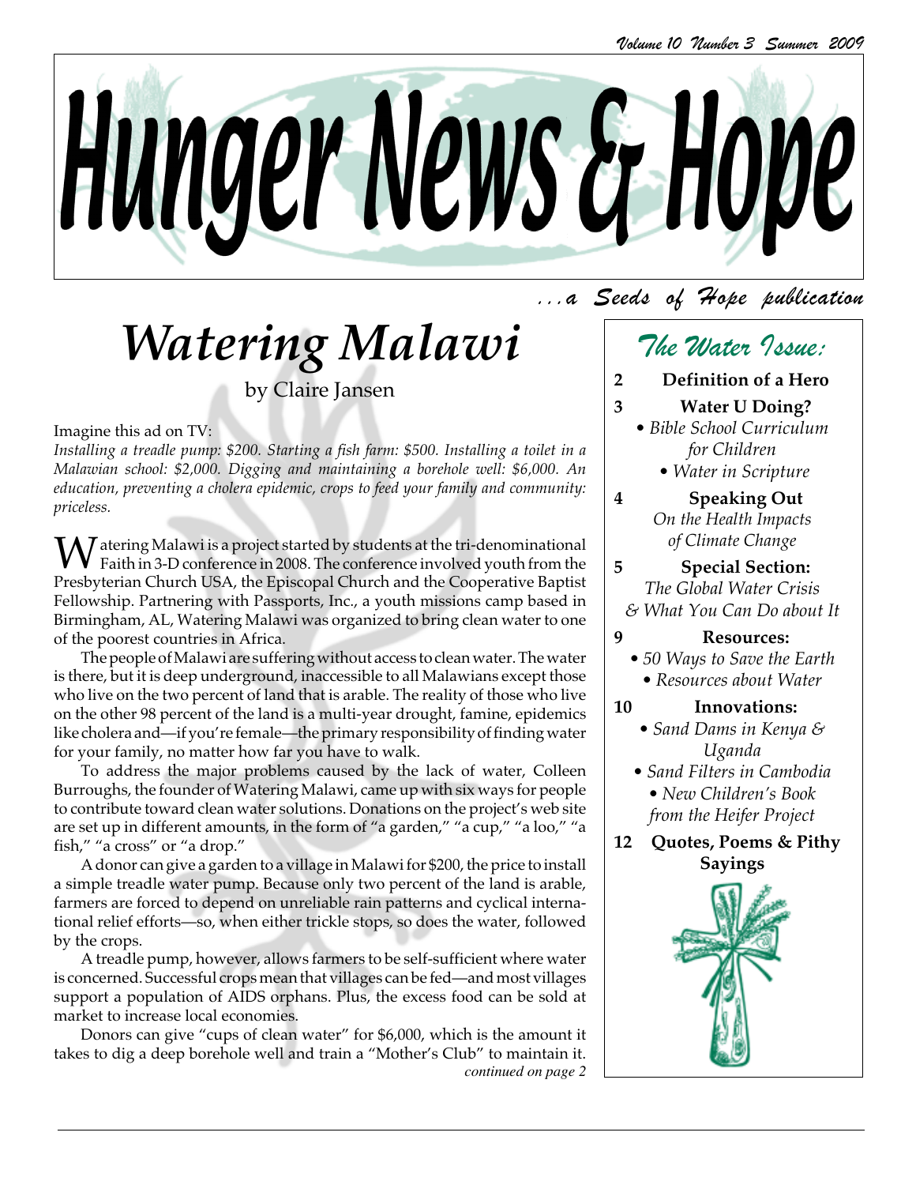# Hunger News & Hope

*...a Seeds of Hope publication*

# *Watering Malawi*

by Claire Jansen

Imagine this ad on TV:

*Installing a treadle pump: $200. Starting a fish farm: $500. Installing a toilet in a Malawian school: $2,000. Digging and maintaining a borehole well: $6,000. An education, preventing a cholera epidemic, crops to feed your family and community: priceless.*

Watering Malawi is a project started by students at the tri-denominational Faith in 3-D conference in 2008. The conference involved youth from the Presbyterian Church USA, the Episcopal Church and the Cooperative Baptist Fellowship. Partnering with Passports, Inc., a youth missions camp based in Birmingham, AL, Watering Malawi was organized to bring clean water to one of the poorest countries in Africa.

The people of Malawi are suffering without access to clean water. The water is there, but it is deep underground, inaccessible to all Malawians except those who live on the two percent of land that is arable. The reality of those who live on the other 98 percent of the land is a multi-year drought, famine, epidemics like cholera and—if you're female—the primary responsibility of finding water for your family, no matter how far you have to walk.

To address the major problems caused by the lack of water, Colleen Burroughs, the founder of Watering Malawi, came up with six ways for people to contribute toward clean water solutions. Donations on the project's web site are set up in different amounts, in the form of "a garden," "a cup," "a loo," "a fish," "a cross" or "a drop."

A donor can give a garden to a village in Malawi for $200, the price to install a simple treadle water pump. Because only two percent of the land is arable, farmers are forced to depend on unreliable rain patterns and cyclical international relief efforts—so, when either trickle stops, so does the water, followed by the crops.

A treadle pump, however, allows farmers to be self-sufficient where water is concerned. Successful crops mean that villages can be fed—and most villages support a population of AIDS orphans. Plus, the excess food can be sold at market to increase local economies.

Donors can give "cups of clean water" for $6,000, which is the amount it takes to dig a deep borehole well and train a "Mother's Club" to maintain it.

*continued on page 2*

## *The Water Issue:*

**2 Definition of a Hero**

**3 Water U Doing?**
- *Bible School Curriculum for Children*
- *Water in Scripture*

**4 Speaking Out**
*On the Health Impacts of Climate Change*

**5 Special Section:**
*The Global Water Crisis & What You Can Do about It*

**9 Resources:**
- *50 Ways to Save the Earth*
- *Resources about Water*

**10 Innovations:**
- *Sand Dams in Kenya & Uganda*
- *Sand Filters in Cambodia*
- *New Children's Book from the Heifer Project*

**12 Quotes, Poems & Pithy Sayings**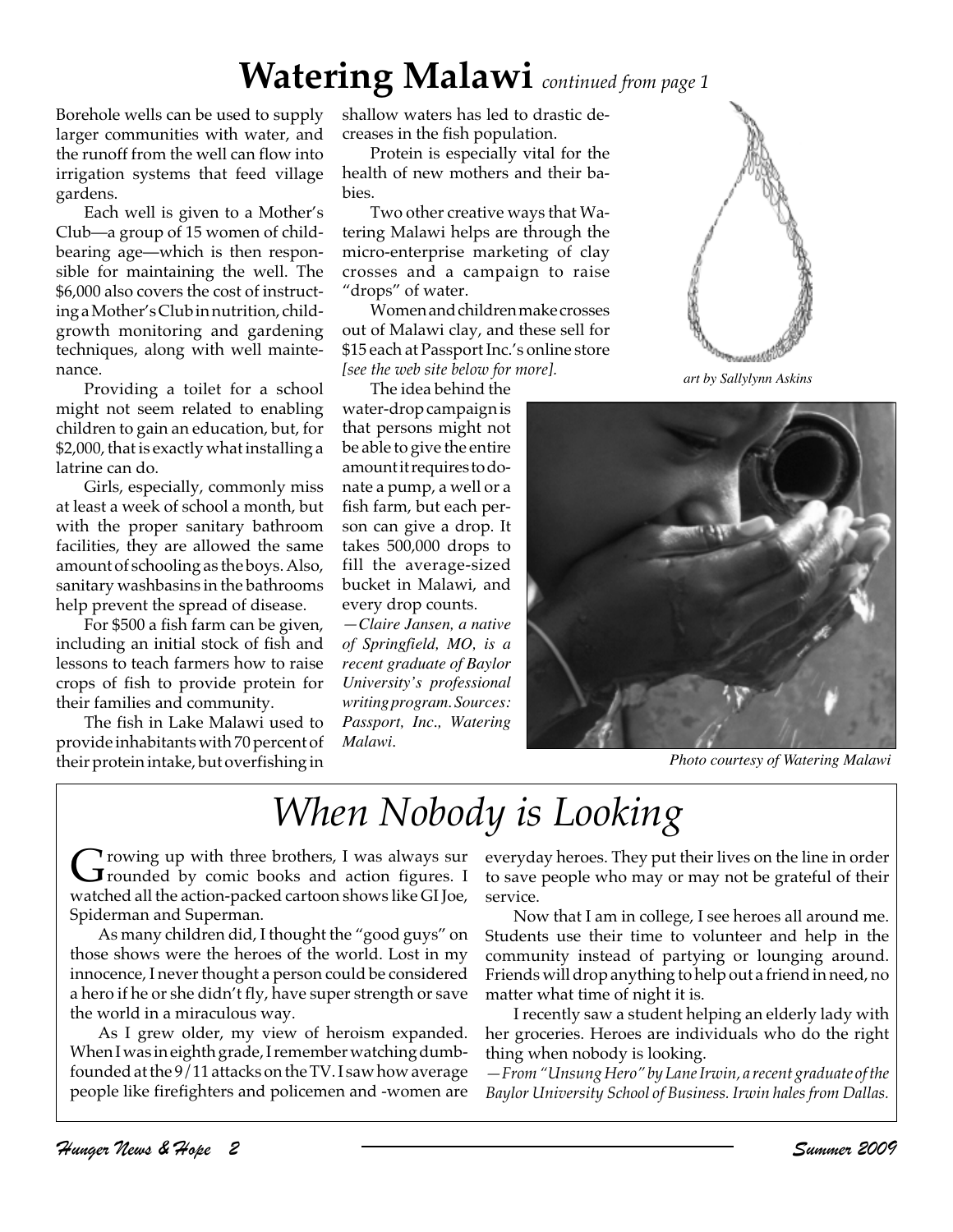# Watering Malawi *continued from page 1*

Borehole wells can be used to supply larger communities with water, and the runoff from the well can flow into irrigation systems that feed village gardens.

Each well is given to a Mother's Club—a group of 15 women of child-bearing age—which is then responsible for maintaining the well. The $6,000 also covers the cost of instructing a Mother's Club in nutrition, child-growth monitoring and gardening techniques, along with well maintenance.

Providing a toilet for a school might not seem related to enabling children to gain an education, but, for $2,000, that is exactly what installing a latrine can do.

Girls, especially, commonly miss at least a week of school a month, but with the proper sanitary bathroom facilities, they are allowed the same amount of schooling as the boys. Also, sanitary washbasins in the bathrooms help prevent the spread of disease.

For $500 a fish farm can be given, including an initial stock of fish and lessons to teach farmers how to raise crops of fish to provide protein for their families and community.

The fish in Lake Malawi used to provide inhabitants with 70 percent of their protein intake, but overfishing in shallow waters has led to drastic decreases in the fish population.

Protein is especially vital for the health of new mothers and their babies.

Two other creative ways that Watering Malawi helps are through the micro-enterprise marketing of clay crosses and a campaign to raise "drops" of water.

Women and children make crosses out of Malawi clay, and these sell for $15 each at Passport Inc.'s online store *[see the web site below for more].*

The idea behind the water-drop campaign is that persons might not be able to give the entire amount it requires to donate a pump, a well or a fish farm, but each person can give a drop. It takes 500,000 drops to fill the average-sized bucket in Malawi, and every drop counts.

*—Claire Jansen, a native of Springfield, MO, is a recent graduate of Baylor University's professional writing program. Sources: Passport, Inc., Watering Malawi.*

*art by Sallylynn Askins*

*Photo courtesy of Watering Malawi*

# *When Nobody is Looking*

Growing up with three brothers, I was always surrounded by comic books and action figures. I watched all the action-packed cartoon shows like GI Joe, Spiderman and Superman.

As many children did, I thought the "good guys" on those shows were the heroes of the world. Lost in my innocence, I never thought a person could be considered a hero if he or she didn't fly, have super strength or save the world in a miraculous way.

As I grew older, my view of heroism expanded. When I was in eighth grade, I remember watching dumbfounded at the 9/11 attacks on the TV. I saw how average people like firefighters and policemen and -women are everyday heroes. They put their lives on the line in order to save people who may or may not be grateful of their service.

Now that I am in college, I see heroes all around me. Students use their time to volunteer and help in the community instead of partying or lounging around. Friends will drop anything to help out a friend in need, no matter what time of night it is.

I recently saw a student helping an elderly lady with her groceries. Heroes are individuals who do the right thing when nobody is looking.

*—From "Unsung Hero" by Lane Irwin, a recent graduate of the Baylor University School of Business. Irwin hales from Dallas.*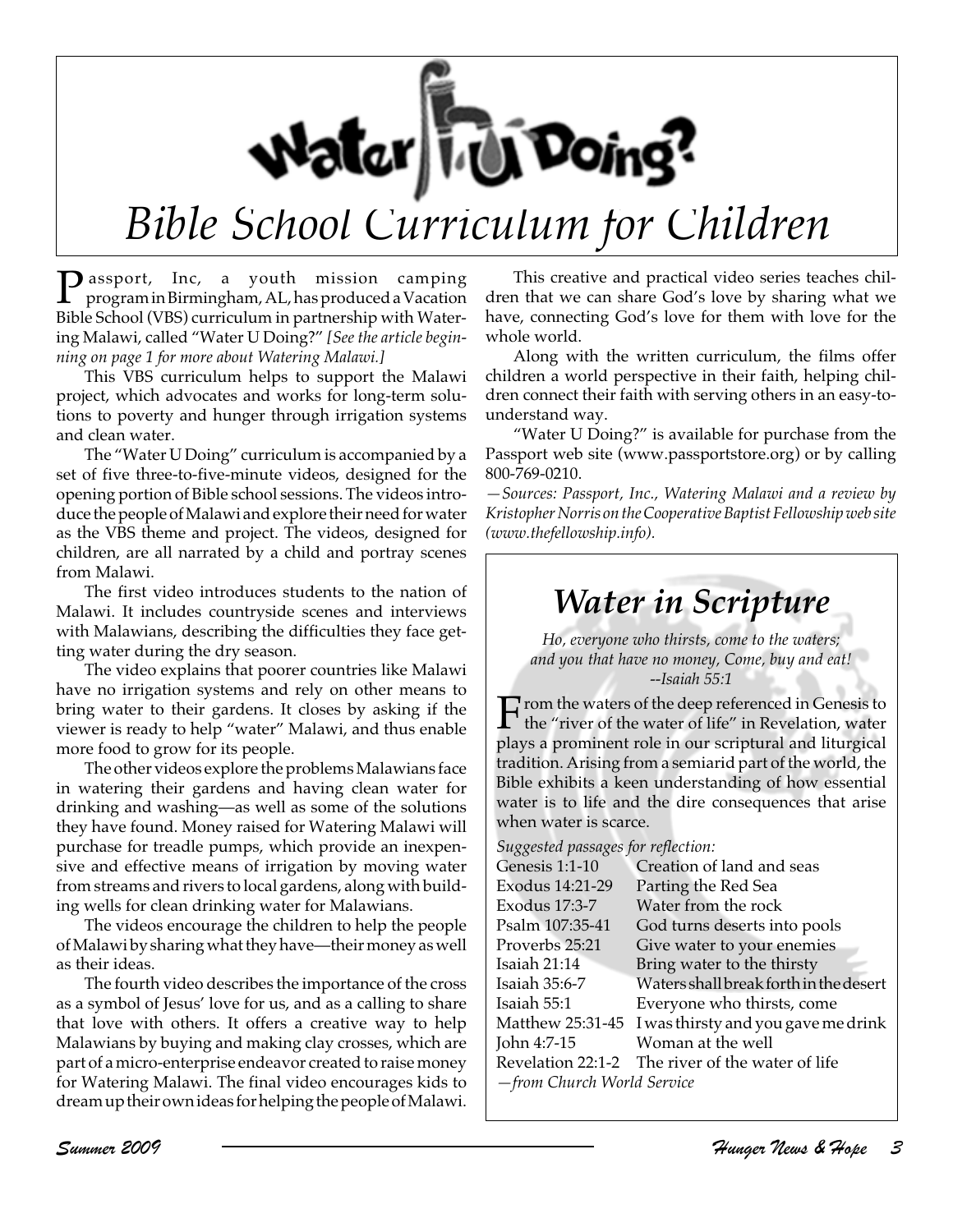# Water U Doing?

## *Bible School Curriculum for Children*

Passport, Inc, a youth mission camping program in Birmingham, AL, has produced a Vacation Bible School (VBS) curriculum in partnership with Watering Malawi, called "Water U Doing?" *[See the article beginning on page 1 for more about Watering Malawi.]*

This VBS curriculum helps to support the Malawi project, which advocates and works for long-term solutions to poverty and hunger through irrigation systems and clean water.

The "Water U Doing" curriculum is accompanied by a set of five three-to-five-minute videos, designed for the opening portion of Bible school sessions. The videos introduce the people of Malawi and explore their need for water as the VBS theme and project. The videos, designed for children, are all narrated by a child and portray scenes from Malawi.

The first video introduces students to the nation of Malawi. It includes countryside scenes and interviews with Malawians, describing the difficulties they face getting water during the dry season.

The video explains that poorer countries like Malawi have no irrigation systems and rely on other means to bring water to their gardens. It closes by asking if the viewer is ready to help "water" Malawi, and thus enable more food to grow for its people.

The other videos explore the problems Malawians face in watering their gardens and having clean water for drinking and washing—as well as some of the solutions they have found. Money raised for Watering Malawi will purchase for treadle pumps, which provide an inexpensive and effective means of irrigation by moving water from streams and rivers to local gardens, along with building wells for clean drinking water for Malawians.

The videos encourage the children to help the people of Malawi by sharing what they have—their money as well as their ideas.

The fourth video describes the importance of the cross as a symbol of Jesus' love for us, and as a calling to share that love with others. It offers a creative way to help Malawians by buying and making clay crosses, which are part of a micro-enterprise endeavor created to raise money for Watering Malawi. The final video encourages kids to dream up their own ideas for helping the people of Malawi.

This creative and practical video series teaches children that we can share God's love by sharing what we have, connecting God's love for them with love for the whole world.

Along with the written curriculum, the films offer children a world perspective in their faith, helping children connect their faith with serving others in an easy-to-understand way.

"Water U Doing?" is available for purchase from the Passport web site (www.passportstore.org) or by calling 800-769-0210.

*—Sources: Passport, Inc., Watering Malawi and a review by Kristopher Norris on the Cooperative Baptist Fellowship web site (www.thefellowship.info).*

## *Water in Scripture*

*Ho, everyone who thirsts, come to the waters;*
*and you that have no money, Come, buy and eat!*
*--Isaiah 55:1*

From the waters of the deep referenced in Genesis to the "river of the water of life" in Revelation, water plays a prominent role in our scriptural and liturgical tradition. Arising from a semiarid part of the world, the Bible exhibits a keen understanding of how essential water is to life and the dire consequences that arise when water is scarce.

*Suggested passages for reflection:*

| | |
|---|---|
| Genesis 1:1-10 | Creation of land and seas |
| Exodus 14:21-29 | Parting the Red Sea |
| Exodus 17:3-7 | Water from the rock |
| Psalm 107:35-41 | God turns deserts into pools |
| Proverbs 25:21 | Give water to your enemies |
| Isaiah 21:14 | Bring water to the thirsty |
| Isaiah 35:6-7 | Waters shall break forth in the desert |
| Isaiah 55:1 | Everyone who thirsts, come |
| Matthew 25:31-45 | I was thirsty and you gave me drink |
| John 4:7-15 | Woman at the well |
| Revelation 22:1-2 | The river of the water of life |

*—from Church World Service*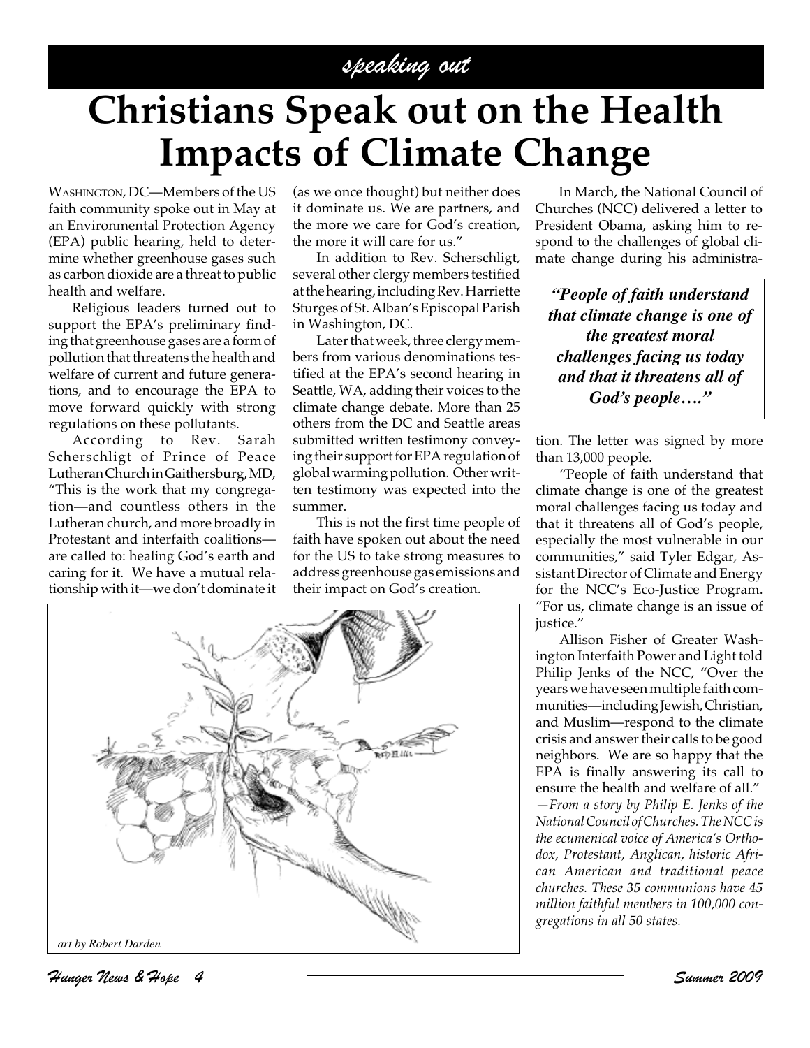*speaking out*

# Christians Speak out on the Health Impacts of Climate Change

WASHINGTON, DC—Members of the US faith community spoke out in May at an Environmental Protection Agency (EPA) public hearing, held to determine whether greenhouse gases such as carbon dioxide are a threat to public health and welfare.

Religious leaders turned out to support the EPA's preliminary finding that greenhouse gases are a form of pollution that threatens the health and welfare of current and future generations, and to encourage the EPA to move forward quickly with strong regulations on these pollutants.

According to Rev. Sarah Scherschligt of Prince of Peace Lutheran Church in Gaithersburg, MD, "This is the work that my congregation—and countless others in the Lutheran church, and more broadly in Protestant and interfaith coalitions—are called to: healing God's earth and caring for it. We have a mutual relationship with it—we don't dominate it (as we once thought) but neither does it dominate us. We are partners, and the more we care for God's creation, the more it will care for us."

In addition to Rev. Scherschligt, several other clergy members testified at the hearing, including Rev. Harriette Sturges of St. Alban's Episcopal Parish in Washington, DC.

Later that week, three clergy members from various denominations testified at the EPA's second hearing in Seattle, WA, adding their voices to the climate change debate. More than 25 others from the DC and Seattle areas submitted written testimony conveying their support for EPA regulation of global warming pollution. Other written testimony was expected into the summer.

This is not the first time people of faith have spoken out about the need for the US to take strong measures to address greenhouse gas emissions and their impact on God's creation.

*art by Robert Darden*

In March, the National Council of Churches (NCC) delivered a letter to President Obama, asking him to respond to the challenges of global climate change during his administration. The letter was signed by more than 13,000 people.

> ***"People of faith understand that climate change is one of the greatest moral challenges facing us today and that it threatens all of God's people…."***

"People of faith understand that climate change is one of the greatest moral challenges facing us today and that it threatens all of God's people, especially the most vulnerable in our communities," said Tyler Edgar, Assistant Director of Climate and Energy for the NCC's Eco-Justice Program. "For us, climate change is an issue of justice."

Allison Fisher of Greater Washington Interfaith Power and Light told Philip Jenks of the NCC, "Over the years we have seen multiple faith communities—including Jewish, Christian, and Muslim—respond to the climate crisis and answer their calls to be good neighbors. We are so happy that the EPA is finally answering its call to ensure the health and welfare of all."

*—From a story by Philip E. Jenks of the National Council of Churches. The NCC is the ecumenical voice of America's Orthodox, Protestant, Anglican, historic African American and traditional peace churches. These 35 communions have 45 million faithful members in 100,000 congregations in all 50 states.*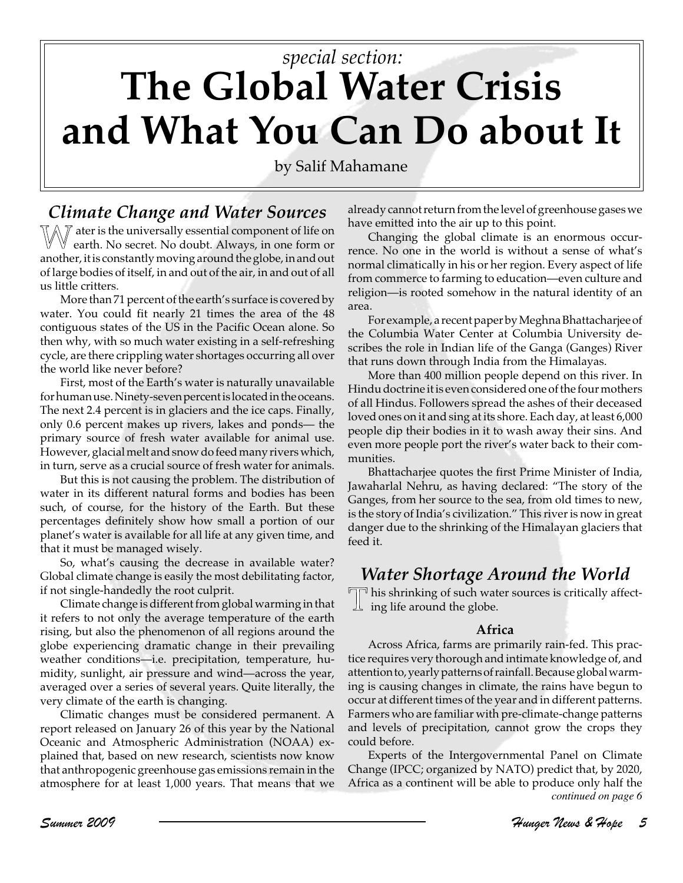*special section:*

# The Global Water Crisis and What You Can Do about It

by Salif Mahamane

## *Climate Change and Water Sources*

Water is the universally essential component of life on earth. No secret. No doubt. Always, in one form or another, it is constantly moving around the globe, in and out of large bodies of itself, in and out of the air, in and out of all us little critters.

More than 71 percent of the earth's surface is covered by water. You could fit nearly 21 times the area of the 48 contiguous states of the US in the Pacific Ocean alone. So then why, with so much water existing in a self-refreshing cycle, are there crippling water shortages occurring all over the world like never before?

First, most of the Earth's water is naturally unavailable for human use. Ninety-seven percent is located in the oceans. The next 2.4 percent is in glaciers and the ice caps. Finally, only 0.6 percent makes up rivers, lakes and ponds— the primary source of fresh water available for animal use. However, glacial melt and snow do feed many rivers which, in turn, serve as a crucial source of fresh water for animals.

But this is not causing the problem. The distribution of water in its different natural forms and bodies has been such, of course, for the history of the Earth. But these percentages definitely show how small a portion of our planet's water is available for all life at any given time, and that it must be managed wisely.

So, what's causing the decrease in available water? Global climate change is easily the most debilitating factor, if not single-handedly the root culprit.

Climate change is different from global warming in that it refers to not only the average temperature of the earth rising, but also the phenomenon of all regions around the globe experiencing dramatic change in their prevailing weather conditions—i.e. precipitation, temperature, humidity, sunlight, air pressure and wind—across the year, averaged over a series of several years. Quite literally, the very climate of the earth is changing.

Climatic changes must be considered permanent. A report released on January 26 of this year by the National Oceanic and Atmospheric Administration (NOAA) explained that, based on new research, scientists now know that anthropogenic greenhouse gas emissions remain in the atmosphere for at least 1,000 years. That means that we already cannot return from the level of greenhouse gases we have emitted into the air up to this point.

Changing the global climate is an enormous occurrence. No one in the world is without a sense of what's normal climatically in his or her region. Every aspect of life from commerce to farming to education—even culture and religion—is rooted somehow in the natural identity of an area.

For example, a recent paper by Meghna Bhattacharjee of the Columbia Water Center at Columbia University describes the role in Indian life of the Ganga (Ganges) River that runs down through India from the Himalayas.

More than 400 million people depend on this river. In Hindu doctrine it is even considered one of the four mothers of all Hindus. Followers spread the ashes of their deceased loved ones on it and sing at its shore. Each day, at least 6,000 people dip their bodies in it to wash away their sins. And even more people port the river's water back to their communities.

Bhattacharjee quotes the first Prime Minister of India, Jawaharlal Nehru, as having declared: "The story of the Ganges, from her source to the sea, from old times to new, is the story of India's civilization." This river is now in great danger due to the shrinking of the Himalayan glaciers that feed it.

## *Water Shortage Around the World*

This shrinking of such water sources is critically affecting life around the globe.

### Africa

Across Africa, farms are primarily rain-fed. This practice requires very thorough and intimate knowledge of, and attention to, yearly patterns of rainfall. Because global warming is causing changes in climate, the rains have begun to occur at different times of the year and in different patterns. Farmers who are familiar with pre-climate-change patterns and levels of precipitation, cannot grow the crops they could before.

Experts of the Intergovernmental Panel on Climate Change (IPCC; organized by NATO) predict that, by 2020, Africa as a continent will be able to produce only half the

*continued on page 6*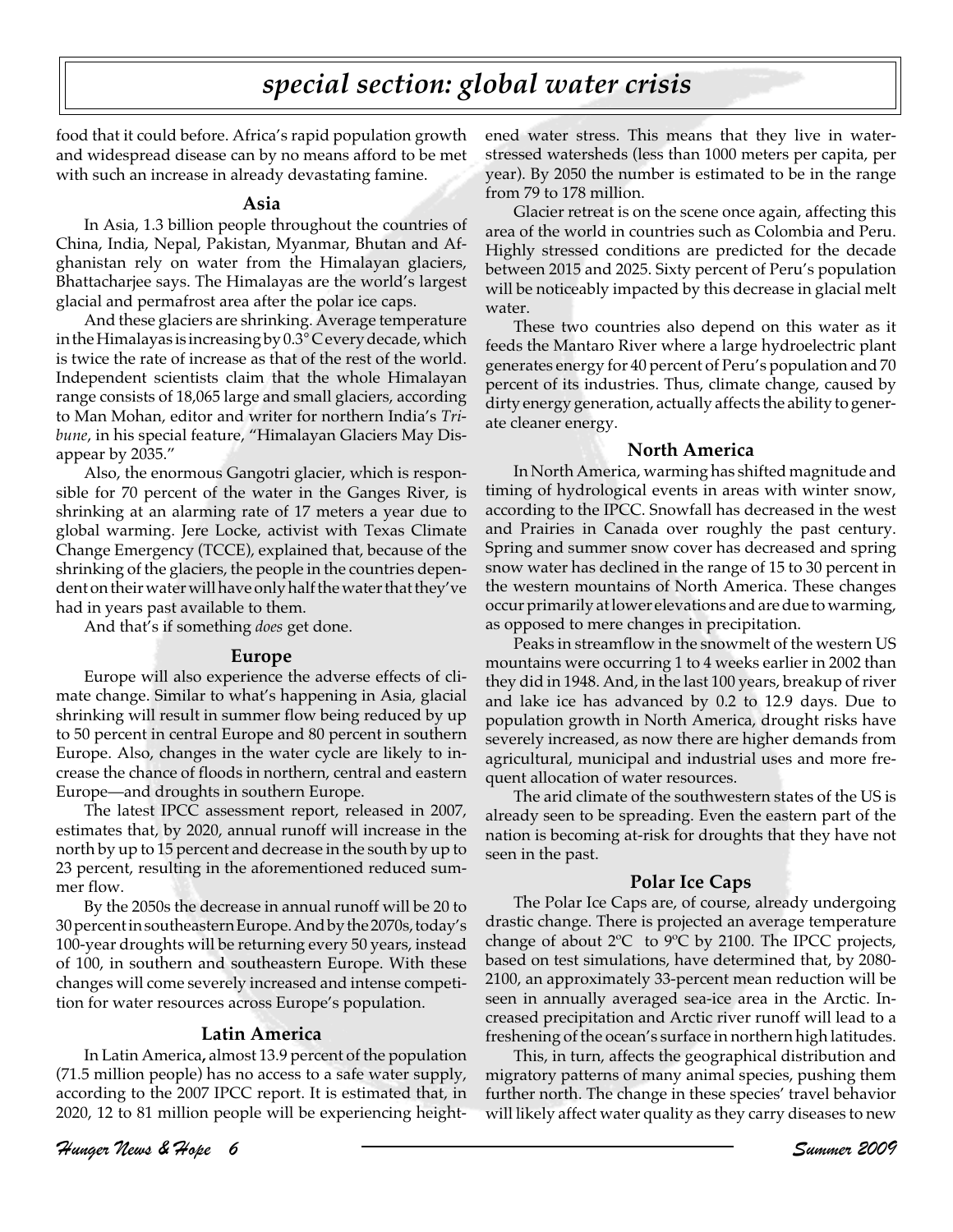## special section: global water crisis

food that it could before. Africa's rapid population growth and widespread disease can by no means afford to be met with such an increase in already devastating famine.

### Asia

In Asia, 1.3 billion people throughout the countries of China, India, Nepal, Pakistan, Myanmar, Bhutan and Afghanistan rely on water from the Himalayan glaciers, Bhattacharjee says. The Himalayas are the world's largest glacial and permafrost area after the polar ice caps.

And these glaciers are shrinking. Average temperature in the Himalayas is increasing by 0.3° C every decade, which is twice the rate of increase as that of the rest of the world. Independent scientists claim that the whole Himalayan range consists of 18,065 large and small glaciers, according to Man Mohan, editor and writer for northern India's *Tribune*, in his special feature, "Himalayan Glaciers May Disappear by 2035."

Also, the enormous Gangotri glacier, which is responsible for 70 percent of the water in the Ganges River, is shrinking at an alarming rate of 17 meters a year due to global warming. Jere Locke, activist with Texas Climate Change Emergency (TCCE), explained that, because of the shrinking of the glaciers, the people in the countries dependent on their water will have only half the water that they've had in years past available to them.

And that's if something *does* get done.

### Europe

Europe will also experience the adverse effects of climate change. Similar to what's happening in Asia, glacial shrinking will result in summer flow being reduced by up to 50 percent in central Europe and 80 percent in southern Europe. Also, changes in the water cycle are likely to increase the chance of floods in northern, central and eastern Europe—and droughts in southern Europe.

The latest IPCC assessment report, released in 2007, estimates that, by 2020, annual runoff will increase in the north by up to 15 percent and decrease in the south by up to 23 percent, resulting in the aforementioned reduced summer flow.

By the 2050s the decrease in annual runoff will be 20 to 30 percent in southeastern Europe. And by the 2070s, today's 100-year droughts will be returning every 50 years, instead of 100, in southern and southeastern Europe. With these changes will come severely increased and intense competition for water resources across Europe's population.

### Latin America

In Latin America**,** almost 13.9 percent of the population (71.5 million people) has no access to a safe water supply, according to the 2007 IPCC report. It is estimated that, in 2020, 12 to 81 million people will be experiencing heightened water stress. This means that they live in water-stressed watersheds (less than 1000 meters per capita, per year). By 2050 the number is estimated to be in the range from 79 to 178 million.

Glacier retreat is on the scene once again, affecting this area of the world in countries such as Colombia and Peru. Highly stressed conditions are predicted for the decade between 2015 and 2025. Sixty percent of Peru's population will be noticeably impacted by this decrease in glacial melt water.

These two countries also depend on this water as it feeds the Mantaro River where a large hydroelectric plant generates energy for 40 percent of Peru's population and 70 percent of its industries. Thus, climate change, caused by dirty energy generation, actually affects the ability to generate cleaner energy.

### North America

In North America, warming has shifted magnitude and timing of hydrological events in areas with winter snow, according to the IPCC. Snowfall has decreased in the west and Prairies in Canada over roughly the past century. Spring and summer snow cover has decreased and spring snow water has declined in the range of 15 to 30 percent in the western mountains of North America. These changes occur primarily at lower elevations and are due to warming, as opposed to mere changes in precipitation.

Peaks in streamflow in the snowmelt of the western US mountains were occurring 1 to 4 weeks earlier in 2002 than they did in 1948. And, in the last 100 years, breakup of river and lake ice has advanced by 0.2 to 12.9 days. Due to population growth in North America, drought risks have severely increased, as now there are higher demands from agricultural, municipal and industrial uses and more frequent allocation of water resources.

The arid climate of the southwestern states of the US is already seen to be spreading. Even the eastern part of the nation is becoming at-risk for droughts that they have not seen in the past.

### Polar Ice Caps

The Polar Ice Caps are, of course, already undergoing drastic change. There is projected an average temperature change of about 2ºC to 9ºC by 2100. The IPCC projects, based on test simulations, have determined that, by 2080-2100, an approximately 33-percent mean reduction will be seen in annually averaged sea-ice area in the Arctic. Increased precipitation and Arctic river runoff will lead to a freshening of the ocean's surface in northern high latitudes.

This, in turn, affects the geographical distribution and migratory patterns of many animal species, pushing them further north. The change in these species' travel behavior will likely affect water quality as they carry diseases to new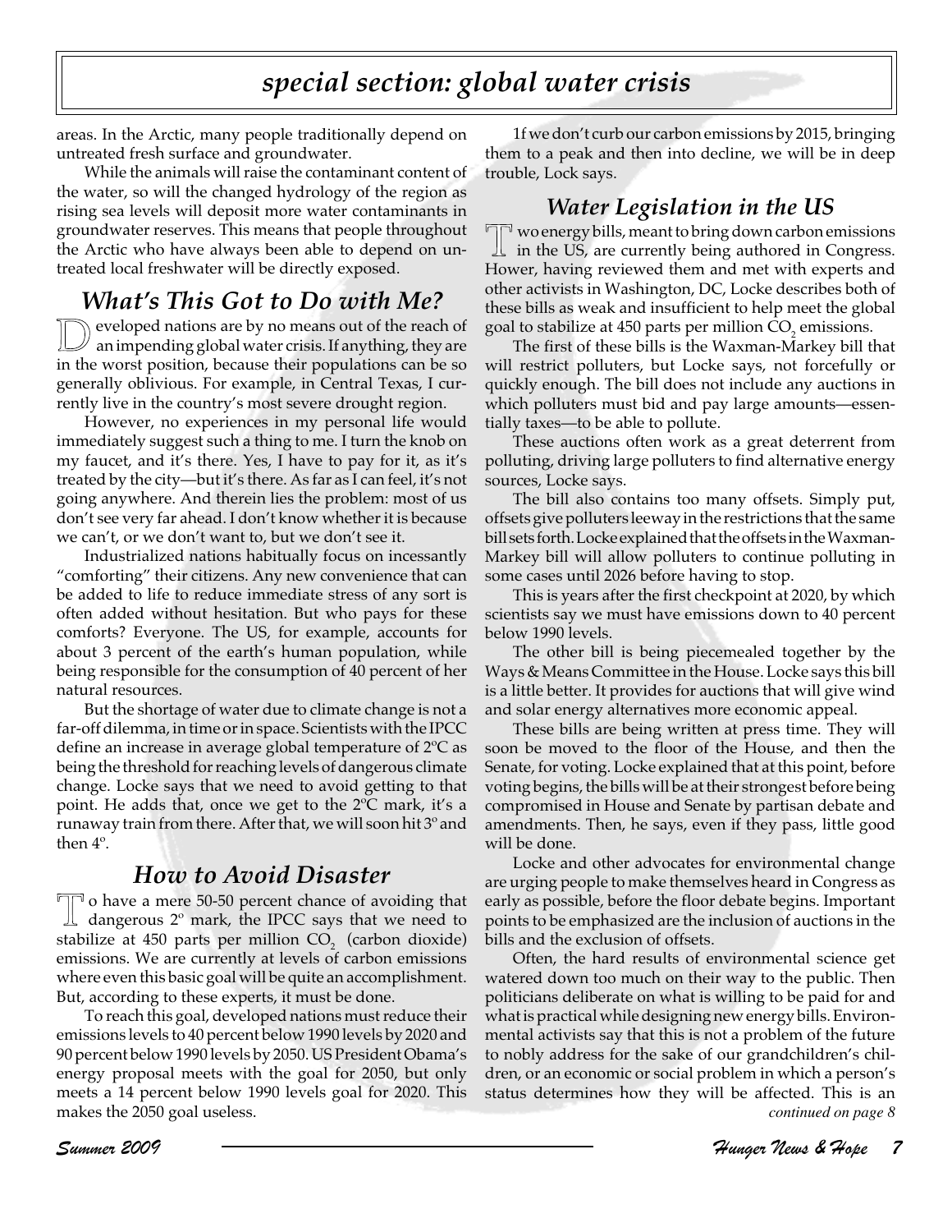areas. In the Arctic, many people traditionally depend on untreated fresh surface and groundwater.

While the animals will raise the contaminant content of the water, so will the changed hydrology of the region as rising sea levels will deposit more water contaminants in groundwater reserves. This means that people throughout the Arctic who have always been able to depend on untreated local freshwater will be directly exposed.

## What's This Got to Do with Me?

Developed nations are by no means out of the reach of an impending global water crisis. If anything, they are in the worst position, because their populations can be so generally oblivious. For example, in Central Texas, I currently live in the country's most severe drought region.

However, no experiences in my personal life would immediately suggest such a thing to me. I turn the knob on my faucet, and it's there. Yes, I have to pay for it, as it's treated by the city—but it's there. As far as I can feel, it's not going anywhere. And therein lies the problem: most of us don't see very far ahead. I don't know whether it is because we can't, or we don't want to, but we don't see it.

Industrialized nations habitually focus on incessantly "comforting" their citizens. Any new convenience that can be added to life to reduce immediate stress of any sort is often added without hesitation. But who pays for these comforts? Everyone. The US, for example, accounts for about 3 percent of the earth's human population, while being responsible for the consumption of 40 percent of her natural resources.

But the shortage of water due to climate change is not a far-off dilemma, in time or in space. Scientists with the IPCC define an increase in average global temperature of 2ºC as being the threshold for reaching levels of dangerous climate change. Locke says that we need to avoid getting to that point. He adds that, once we get to the 2ºC mark, it's a runaway train from there. After that, we will soon hit 3º and then 4º.

## How to Avoid Disaster

To have a mere 50-50 percent chance of avoiding that dangerous 2º mark, the IPCC says that we need to stabilize at 450 parts per million $CO_2$ (carbon dioxide) emissions. We are currently at levels of carbon emissions where even this basic goal will be quite an accomplishment. But, according to these experts, it must be done.

To reach this goal, developed nations must reduce their emissions levels to 40 percent below 1990 levels by 2020 and 90 percent below 1990 levels by 2050. US President Obama's energy proposal meets with the goal for 2050, but only meets a 14 percent below 1990 levels goal for 2020. This makes the 2050 goal useless.

1f we don't curb our carbon emissions by 2015, bringing them to a peak and then into decline, we will be in deep trouble, Lock says.

## Water Legislation in the US

Two energy bills, meant to bring down carbon emissions in the US, are currently being authored in Congress. Hower, having reviewed them and met with experts and other activists in Washington, DC, Locke describes both of these bills as weak and insufficient to help meet the global goal to stabilize at 450 parts per million $CO_2$ emissions.

The first of these bills is the Waxman-Markey bill that will restrict polluters, but Locke says, not forcefully or quickly enough. The bill does not include any auctions in which polluters must bid and pay large amounts—essentially taxes—to be able to pollute.

These auctions often work as a great deterrent from polluting, driving large polluters to find alternative energy sources, Locke says.

The bill also contains too many offsets. Simply put, offsets give polluters leeway in the restrictions that the same bill sets forth. Locke explained that the offsets in the Waxman-Markey bill will allow polluters to continue polluting in some cases until 2026 before having to stop.

This is years after the first checkpoint at 2020, by which scientists say we must have emissions down to 40 percent below 1990 levels.

The other bill is being piecemealed together by the Ways & Means Committee in the House. Locke says this bill is a little better. It provides for auctions that will give wind and solar energy alternatives more economic appeal.

These bills are being written at press time. They will soon be moved to the floor of the House, and then the Senate, for voting. Locke explained that at this point, before voting begins, the bills will be at their strongest before being compromised in House and Senate by partisan debate and amendments. Then, he says, even if they pass, little good will be done.

Locke and other advocates for environmental change are urging people to make themselves heard in Congress as early as possible, before the floor debate begins. Important points to be emphasized are the inclusion of auctions in the bills and the exclusion of offsets.

Often, the hard results of environmental science get watered down too much on their way to the public. Then politicians deliberate on what is willing to be paid for and what is practical while designing new energy bills. Environmental activists say that this is not a problem of the future to nobly address for the sake of our grandchildren's children, or an economic or social problem in which a person's status determines how they will be affected. This is an

*continued on page 8*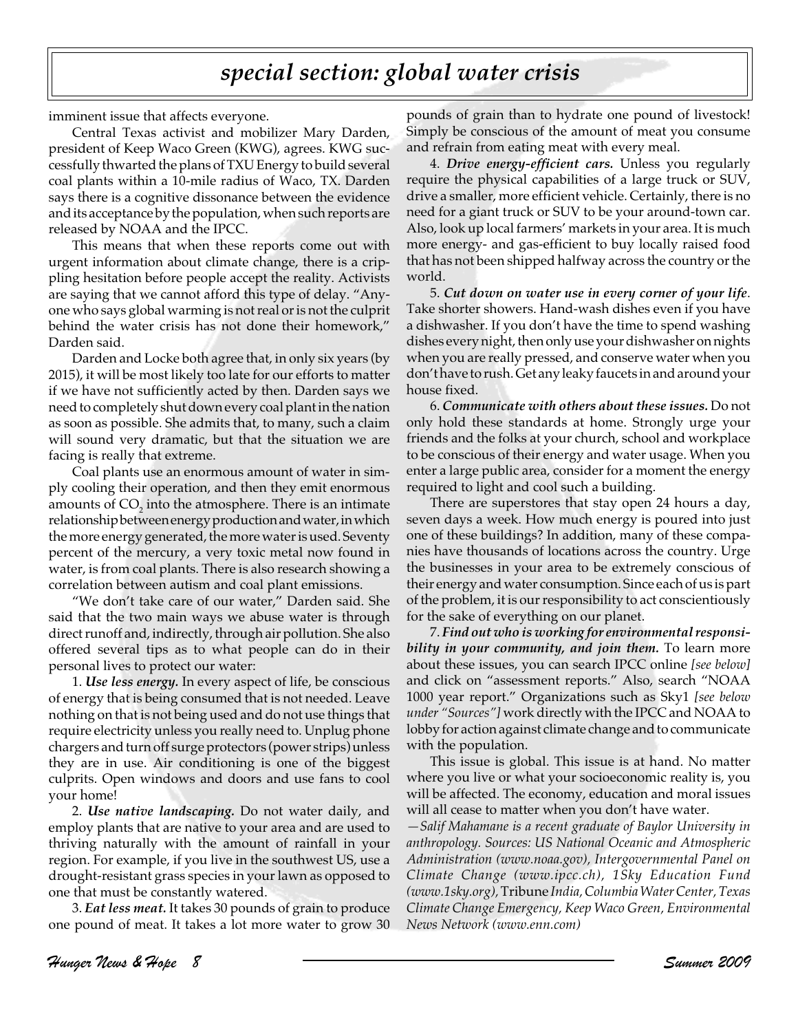## special section: global water crisis

imminent issue that affects everyone.

Central Texas activist and mobilizer Mary Darden, president of Keep Waco Green (KWG), agrees. KWG successfully thwarted the plans of TXU Energy to build several coal plants within a 10-mile radius of Waco, TX. Darden says there is a cognitive dissonance between the evidence and its acceptance by the population, when such reports are released by NOAA and the IPCC.

This means that when these reports come out with urgent information about climate change, there is a crippling hesitation before people accept the reality. Activists are saying that we cannot afford this type of delay. "Anyone who says global warming is not real or is not the culprit behind the water crisis has not done their homework," Darden said.

Darden and Locke both agree that, in only six years (by 2015), it will be most likely too late for our efforts to matter if we have not sufficiently acted by then. Darden says we need to completely shut down every coal plant in the nation as soon as possible. She admits that, to many, such a claim will sound very dramatic, but that the situation we are facing is really that extreme.

Coal plants use an enormous amount of water in simply cooling their operation, and then they emit enormous amounts of $CO_2$ into the atmosphere. There is an intimate relationship between energy production and water, in which the more energy generated, the more water is used. Seventy percent of the mercury, a very toxic metal now found in water, is from coal plants. There is also research showing a correlation between autism and coal plant emissions.

"We don't take care of our water," Darden said. She said that the two main ways we abuse water is through direct runoff and, indirectly, through air pollution. She also offered several tips as to what people can do in their personal lives to protect our water:

1. ***Use less energy.*** In every aspect of life, be conscious of energy that is being consumed that is not needed. Leave nothing on that is not being used and do not use things that require electricity unless you really need to. Unplug phone chargers and turn off surge protectors (power strips) unless they are in use. Air conditioning is one of the biggest culprits. Open windows and doors and use fans to cool your home!

2. ***Use native landscaping.*** Do not water daily, and employ plants that are native to your area and are used to thriving naturally with the amount of rainfall in your region. For example, if you live in the southwest US, use a drought-resistant grass species in your lawn as opposed to one that must be constantly watered.

3. ***Eat less meat.*** It takes 30 pounds of grain to produce one pound of meat. It takes a lot more water to grow 30 pounds of grain than to hydrate one pound of livestock! Simply be conscious of the amount of meat you consume and refrain from eating meat with every meal.

4. ***Drive energy-efficient cars.*** Unless you regularly require the physical capabilities of a large truck or SUV, drive a smaller, more efficient vehicle. Certainly, there is no need for a giant truck or SUV to be your around-town car. Also, look up local farmers' markets in your area. It is much more energy- and gas-efficient to buy locally raised food that has not been shipped halfway across the country or the world.

5. ***Cut down on water use in every corner of your life***. Take shorter showers. Hand-wash dishes even if you have a dishwasher. If you don't have the time to spend washing dishes every night, then only use your dishwasher on nights when you are really pressed, and conserve water when you don't have to rush. Get any leaky faucets in and around your house fixed.

6. ***Communicate with others about these issues.*** Do not only hold these standards at home. Strongly urge your friends and the folks at your church, school and workplace to be conscious of their energy and water usage. When you enter a large public area, consider for a moment the energy required to light and cool such a building.

There are superstores that stay open 24 hours a day, seven days a week. How much energy is poured into just one of these buildings? In addition, many of these companies have thousands of locations across the country. Urge the businesses in your area to be extremely conscious of their energy and water consumption. Since each of us is part of the problem, it is our responsibility to act conscientiously for the sake of everything on our planet.

7. ***Find out who is working for environmental responsibility in your community, and join them.*** To learn more about these issues, you can search IPCC online *[see below]* and click on "assessment reports." Also, search "NOAA 1000 year report." Organizations such as Sky1 *[see below under "Sources"]* work directly with the IPCC and NOAA to lobby for action against climate change and to communicate with the population.

This issue is global. This issue is at hand. No matter where you live or what your socioeconomic reality is, you will be affected. The economy, education and moral issues will all cease to matter when you don't have water.

*—Salif Mahamane is a recent graduate of Baylor University in anthropology. Sources: US National Oceanic and Atmospheric Administration (www.noaa.gov), Intergovernmental Panel on Climate Change (www.ipcc.ch), 1Sky Education Fund (www.1sky.org),* Tribune *India, Columbia Water Center, Texas Climate Change Emergency, Keep Waco Green, Environmental News Network (www.enn.com)*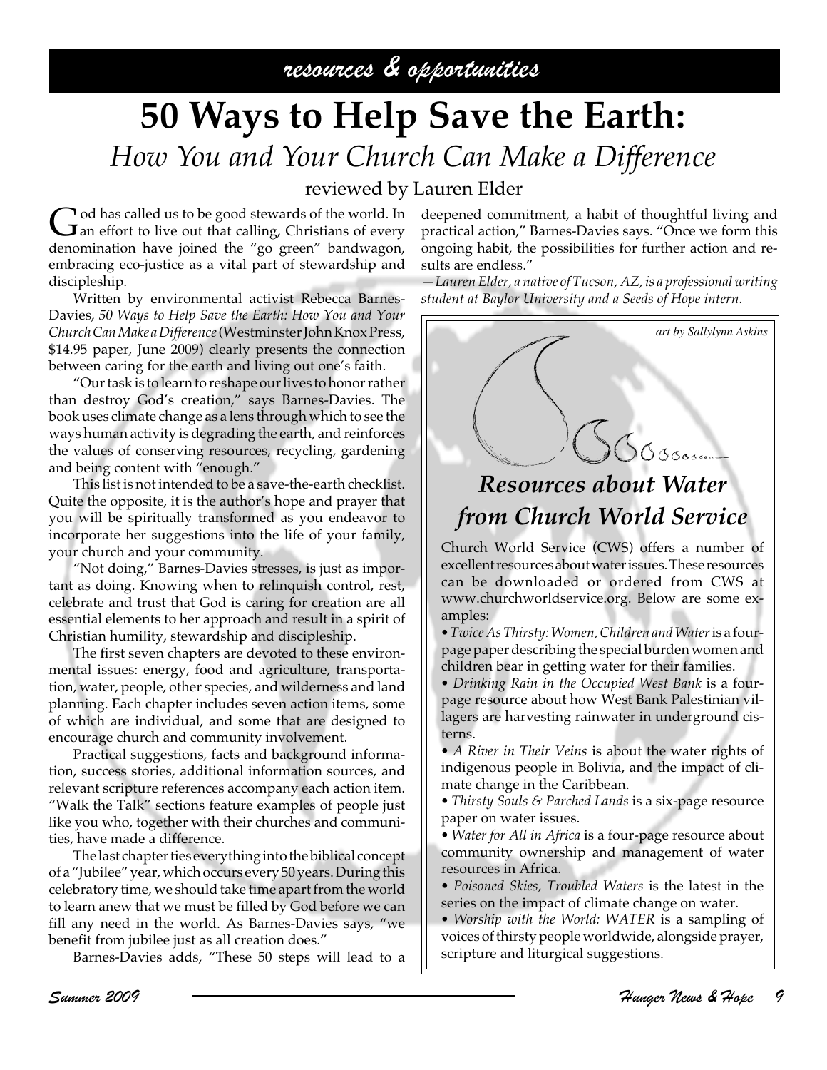*resources & opportunities*

# 50 Ways to Help Save the Earth:

## *How You and Your Church Can Make a Difference*

reviewed by Lauren Elder

God has called us to be good stewards of the world. In an effort to live out that calling, Christians of every denomination have joined the "go green" bandwagon, embracing eco-justice as a vital part of stewardship and discipleship.

Written by environmental activist Rebecca Barnes-Davies, *50 Ways to Help Save the Earth: How You and Your Church Can Make a Difference* (Westminster John Knox Press, $14.95 paper, June 2009) clearly presents the connection between caring for the earth and living out one's faith.

"Our task is to learn to reshape our lives to honor rather than destroy God's creation," says Barnes-Davies. The book uses climate change as a lens through which to see the ways human activity is degrading the earth, and reinforces the values of conserving resources, recycling, gardening and being content with "enough."

This list is not intended to be a save-the-earth checklist. Quite the opposite, it is the author's hope and prayer that you will be spiritually transformed as you endeavor to incorporate her suggestions into the life of your family, your church and your community.

"Not doing," Barnes-Davies stresses, is just as important as doing. Knowing when to relinquish control, rest, celebrate and trust that God is caring for creation are all essential elements to her approach and result in a spirit of Christian humility, stewardship and discipleship.

The first seven chapters are devoted to these environmental issues: energy, food and agriculture, transportation, water, people, other species, and wilderness and land planning. Each chapter includes seven action items, some of which are individual, and some that are designed to encourage church and community involvement.

Practical suggestions, facts and background information, success stories, additional information sources, and relevant scripture references accompany each action item. "Walk the Talk" sections feature examples of people just like you who, together with their churches and communities, have made a difference.

The last chapter ties everything into the biblical concept of a "Jubilee" year, which occurs every 50 years. During this celebratory time, we should take time apart from the world to learn anew that we must be filled by God before we can fill any need in the world. As Barnes-Davies says, "we benefit from jubilee just as all creation does."

Barnes-Davies adds, "These 50 steps will lead to a deepened commitment, a habit of thoughtful living and practical action," Barnes-Davies says. "Once we form this ongoing habit, the possibilities for further action and results are endless."

*—Lauren Elder, a native of Tucson, AZ, is a professional writing student at Baylor University and a Seeds of Hope intern.*

*art by Sallylynn Askins*

### *Resources about Water from Church World Service*

Church World Service (CWS) offers a number of excellent resources about water issues. These resources can be downloaded or ordered from CWS at www.churchworldservice.org. Below are some examples:

- *Twice As Thirsty: Women, Children and Water* is a four-page paper describing the special burden women and children bear in getting water for their families.
- *Drinking Rain in the Occupied West Bank* is a four-page resource about how West Bank Palestinian villagers are harvesting rainwater in underground cisterns.
- *A River in Their Veins* is about the water rights of indigenous people in Bolivia, and the impact of climate change in the Caribbean.
- *Thirsty Souls & Parched Lands* is a six-page resource paper on water issues.
- *Water for All in Africa* is a four-page resource about community ownership and management of water resources in Africa.
- *Poisoned Skies, Troubled Waters* is the latest in the series on the impact of climate change on water.
- *Worship with the World: WATER* is a sampling of voices of thirsty people worldwide, alongside prayer, scripture and liturgical suggestions.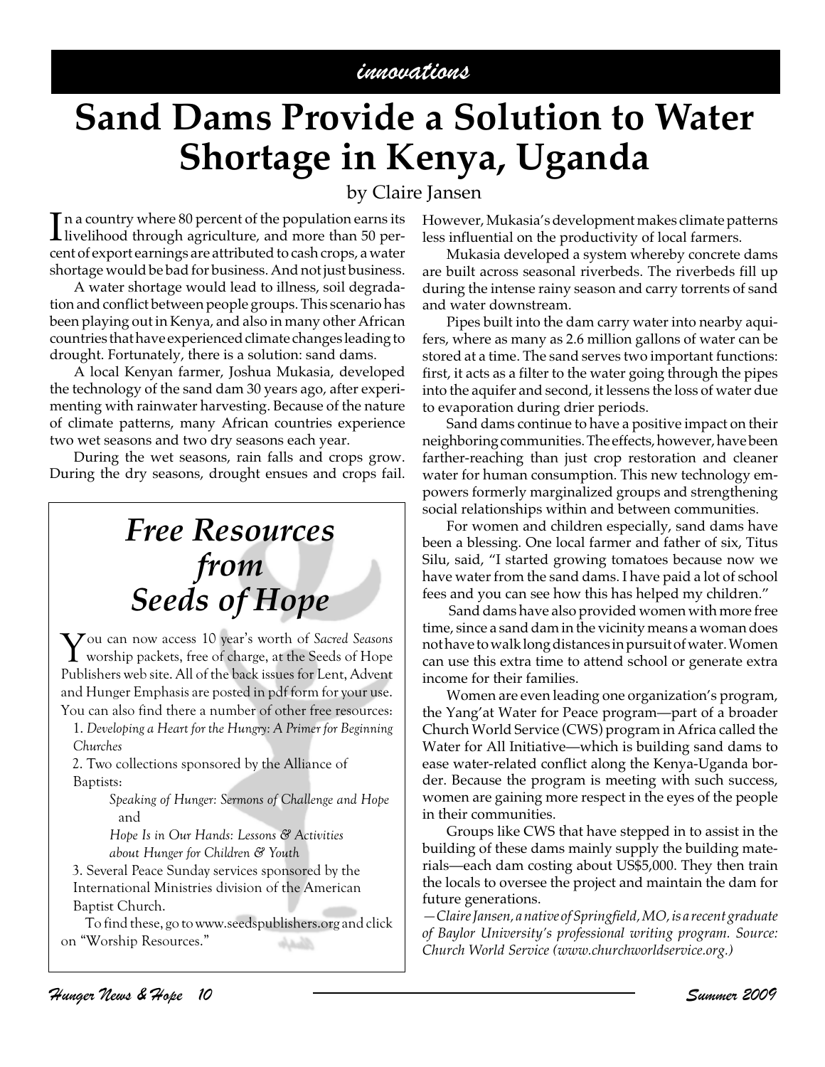*innovations*

# Sand Dams Provide a Solution to Water Shortage in Kenya, Uganda

by Claire Jansen

In a country where 80 percent of the population earns its livelihood through agriculture, and more than 50 percent of export earnings are attributed to cash crops, a water shortage would be bad for business. And not just business.

A water shortage would lead to illness, soil degradation and conflict between people groups. This scenario has been playing out in Kenya, and also in many other African countries that have experienced climate changes leading to drought. Fortunately, there is a solution: sand dams.

A local Kenyan farmer, Joshua Mukasia, developed the technology of the sand dam 30 years ago, after experimenting with rainwater harvesting. Because of the nature of climate patterns, many African countries experience two wet seasons and two dry seasons each year.

During the wet seasons, rain falls and crops grow. During the dry seasons, drought ensues and crops fail. However, Mukasia's development makes climate patterns less influential on the productivity of local farmers.

Mukasia developed a system whereby concrete dams are built across seasonal riverbeds. The riverbeds fill up during the intense rainy season and carry torrents of sand and water downstream.

Pipes built into the dam carry water into nearby aquifers, where as many as 2.6 million gallons of water can be stored at a time. The sand serves two important functions: first, it acts as a filter to the water going through the pipes into the aquifer and second, it lessens the loss of water due to evaporation during drier periods.

Sand dams continue to have a positive impact on their neighboring communities. The effects, however, have been farther-reaching than just crop restoration and cleaner water for human consumption. This new technology empowers formerly marginalized groups and strengthening social relationships within and between communities.

For women and children especially, sand dams have been a blessing. One local farmer and father of six, Titus Silu, said, "I started growing tomatoes because now we have water from the sand dams. I have paid a lot of school fees and you can see how this has helped my children."

Sand dams have also provided women with more free time, since a sand dam in the vicinity means a woman does not have to walk long distances in pursuit of water. Women can use this extra time to attend school or generate extra income for their families.

Women are even leading one organization's program, the Yang'at Water for Peace program—part of a broader Church World Service (CWS) program in Africa called the Water for All Initiative—which is building sand dams to ease water-related conflict along the Kenya-Uganda border. Because the program is meeting with such success, women are gaining more respect in the eyes of the people in their communities.

Groups like CWS that have stepped in to assist in the building of these dams mainly supply the building materials—each dam costing about US$5,000. They then train the locals to oversee the project and maintain the dam for future generations.

*—Claire Jansen, a native of Springfield, MO, is a recent graduate of Baylor University's professional writing program. Source: Church World Service (www.churchworldservice.org.)*

## *Free Resources from Seeds of Hope*

You can now access 10 year's worth of *Sacred Seasons* worship packets, free of charge, at the Seeds of Hope Publishers web site. All of the back issues for Lent, Advent and Hunger Emphasis are posted in pdf form for your use. You can also find there a number of other free resources:

1. *Developing a Heart for the Hungry: A Primer for Beginning Churches*
2. Two collections sponsored by the Alliance of Baptists:
   - *Speaking of Hunger: Sermons of Challenge and Hope* and
   - *Hope Is in Our Hands: Lessons & Activities about Hunger for Children & Youth*
3. Several Peace Sunday services sponsored by the International Ministries division of the American Baptist Church.

To find these, go to www.seedspublishers.org and click on "Worship Resources."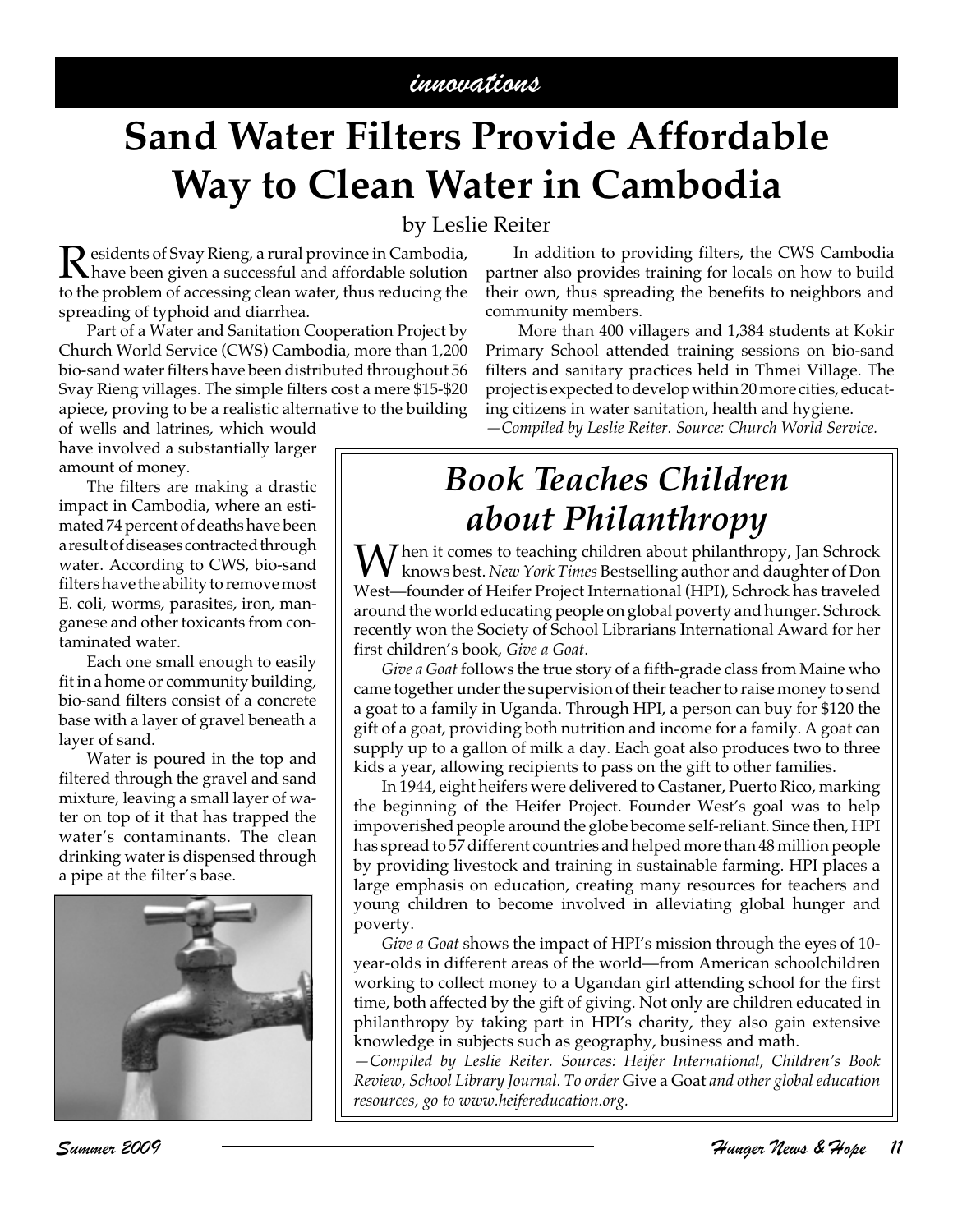*innovations*

# Sand Water Filters Provide Affordable Way to Clean Water in Cambodia

by Leslie Reiter

Residents of Svay Rieng, a rural province in Cambodia, have been given a successful and affordable solution to the problem of accessing clean water, thus reducing the spreading of typhoid and diarrhea.

Part of a Water and Sanitation Cooperation Project by Church World Service (CWS) Cambodia, more than 1,200 bio-sand water filters have been distributed throughout 56 Svay Rieng villages. The simple filters cost a mere $15-$20 apiece, proving to be a realistic alternative to the building of wells and latrines, which would have involved a substantially larger amount of money.

The filters are making a drastic impact in Cambodia, where an estimated 74 percent of deaths have been a result of diseases contracted through water. According to CWS, bio-sand filters have the ability to remove most E. coli, worms, parasites, iron, manganese and other toxicants from contaminated water.

Each one small enough to easily fit in a home or community building, bio-sand filters consist of a concrete base with a layer of gravel beneath a layer of sand.

Water is poured in the top and filtered through the gravel and sand mixture, leaving a small layer of water on top of it that has trapped the water's contaminants. The clean drinking water is dispensed through a pipe at the filter's base.

In addition to providing filters, the CWS Cambodia partner also provides training for locals on how to build their own, thus spreading the benefits to neighbors and community members.

More than 400 villagers and 1,384 students at Kokir Primary School attended training sessions on bio-sand filters and sanitary practices held in Thmei Village. The project is expected to develop within 20 more cities, educating citizens in water sanitation, health and hygiene.

*—Compiled by Leslie Reiter. Source: Church World Service.*

## *Book Teaches Children about Philanthropy*

When it comes to teaching children about philanthropy, Jan Schrock knows best. *New York Times* Bestselling author and daughter of Don West—founder of Heifer Project International (HPI), Schrock has traveled around the world educating people on global poverty and hunger. Schrock recently won the Society of School Librarians International Award for her first children's book, *Give a Goat*.

*Give a Goat* follows the true story of a fifth-grade class from Maine who came together under the supervision of their teacher to raise money to send a goat to a family in Uganda. Through HPI, a person can buy for $120 the gift of a goat, providing both nutrition and income for a family. A goat can supply up to a gallon of milk a day. Each goat also produces two to three kids a year, allowing recipients to pass on the gift to other families.

In 1944, eight heifers were delivered to Castaner, Puerto Rico, marking the beginning of the Heifer Project. Founder West's goal was to help impoverished people around the globe become self-reliant. Since then, HPI has spread to 57 different countries and helped more than 48 million people by providing livestock and training in sustainable farming. HPI places a large emphasis on education, creating many resources for teachers and young children to become involved in alleviating global hunger and poverty.

*Give a Goat* shows the impact of HPI's mission through the eyes of 10-year-olds in different areas of the world—from American schoolchildren working to collect money to a Ugandan girl attending school for the first time, both affected by the gift of giving. Not only are children educated in philanthropy by taking part in HPI's charity, they also gain extensive knowledge in subjects such as geography, business and math.

*—Compiled by Leslie Reiter. Sources: Heifer International, Children's Book Review, School Library Journal. To order* Give a Goat *and other global education resources, go to www.heifereducation.org.*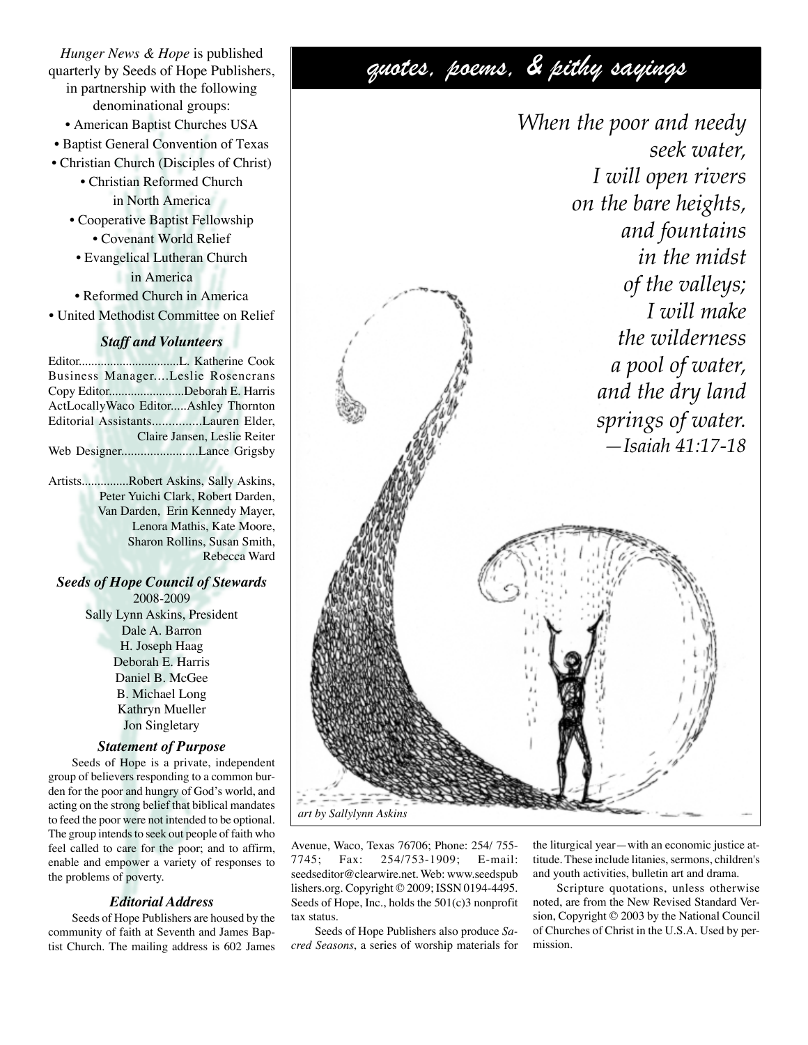*Hunger News & Hope* is published quarterly by Seeds of Hope Publishers, in partnership with the following denominational groups:

- American Baptist Churches USA
- Baptist General Convention of Texas
- Christian Church (Disciples of Christ)
- Christian Reformed Church in North America
- Cooperative Baptist Fellowship
- Covenant World Relief
- Evangelical Lutheran Church in America
- Reformed Church in America
- United Methodist Committee on Relief

### *Staff and Volunteers*

Editor................................L. Katherine Cook
Business Manager....Leslie Rosencrans
Copy Editor........................Deborah E. Harris
ActLocallyWaco Editor.....Ashley Thornton
Editorial Assistants...............Lauren Elder, Claire Jansen, Leslie Reiter
Web Designer........................Lance Grigsby

Artists...............Robert Askins, Sally Askins, Peter Yuichi Clark, Robert Darden, Van Darden, Erin Kennedy Mayer, Lenora Mathis, Kate Moore, Sharon Rollins, Susan Smith, Rebecca Ward

### *Seeds of Hope Council of Stewards*

2008-2009
Sally Lynn Askins, President
Dale A. Barron
H. Joseph Haag
Deborah E. Harris
Daniel B. McGee
B. Michael Long
Kathryn Mueller
Jon Singletary

### *Statement of Purpose*

Seeds of Hope is a private, independent group of believers responding to a common burden for the poor and hungry of God's world, and acting on the strong belief that biblical mandates to feed the poor were not intended to be optional. The group intends to seek out people of faith who feel called to care for the poor; and to affirm, enable and empower a variety of responses to the problems of poverty.

### *Editorial Address*

Seeds of Hope Publishers are housed by the community of faith at Seventh and James Baptist Church. The mailing address is 602 James Avenue, Waco, Texas 76706; Phone: 254/ 755-7745; Fax: 254/753-1909; E-mail: seedseditor@clearwire.net. Web: www.seedspublishers.org. Copyright © 2009; ISSN 0194-4495. Seeds of Hope, Inc., holds the 501(c)3 nonprofit tax status.

Seeds of Hope Publishers also produce *Sacred Seasons*, a series of worship materials for the liturgical year—with an economic justice attitude. These include litanies, sermons, children's and youth activities, bulletin art and drama.

Scripture quotations, unless otherwise noted, are from the New Revised Standard Version, Copyright © 2003 by the National Council of Churches of Christ in the U.S.A. Used by permission.

## *quotes, poems, & pithy sayings*

*When the poor and needy*
*seek water,*
*I will open rivers*
*on the bare heights,*
*and fountains*
*in the midst*
*of the valleys;*
*I will make*
*the wilderness*
*a pool of water,*
*and the dry land*
*springs of water.*
*—Isaiah 41:17-18*

*art by Sallylynn Askins*